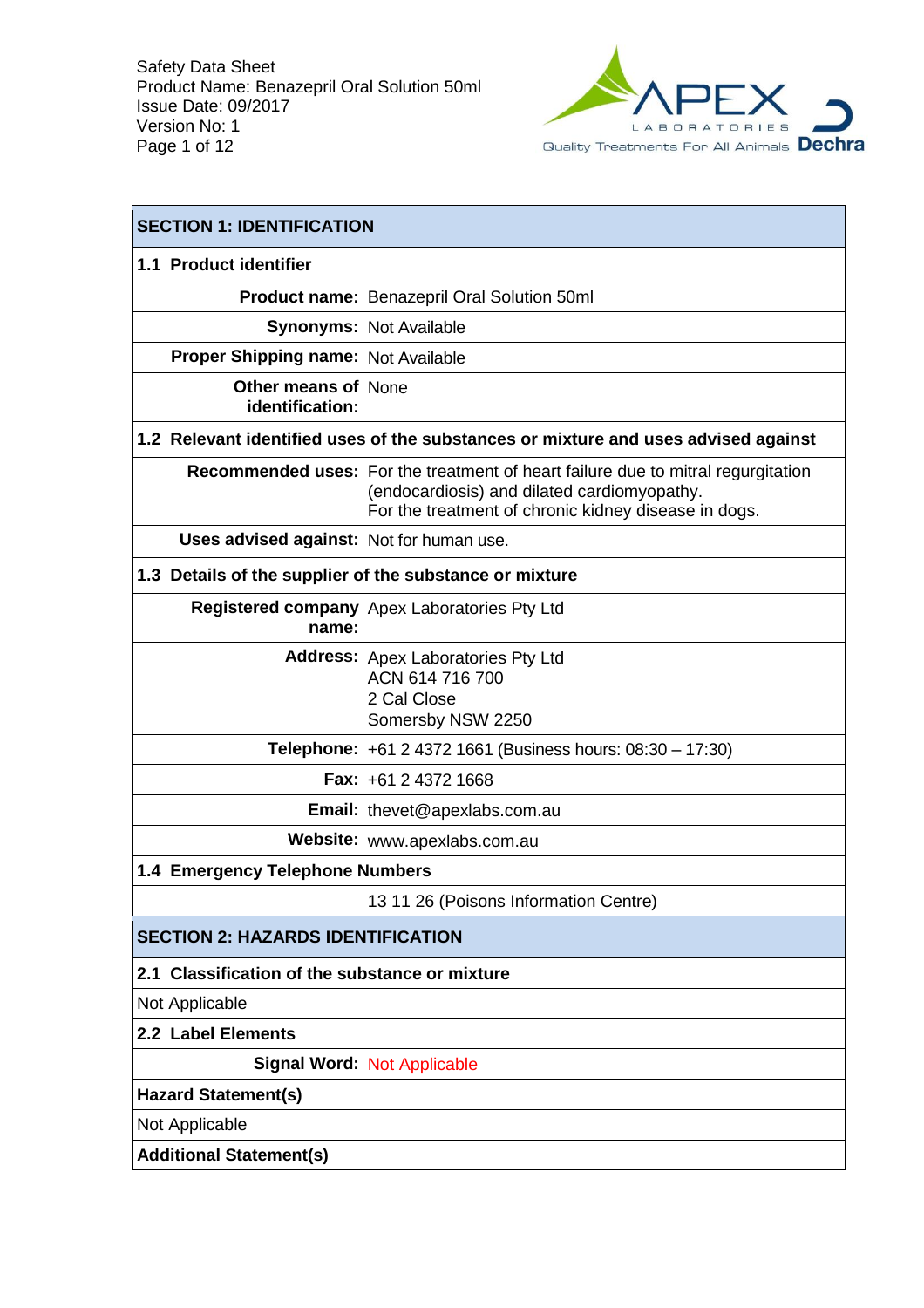## SECTION 1: IDENTIFICATION

### 1.1 Product identifier

| | |
|---|---|
| **Product name:** | Benazepril Oral Solution 50ml |
| **Synonyms:** | Not Available |
| **Proper Shipping name:** | Not Available |
| **Other means of identification:** | None |

### 1.2 Relevant identified uses of the substances or mixture and uses advised against

| | |
|---|---|
| **Recommended uses:** | For the treatment of heart failure due to mitral regurgitation (endocardiosis) and dilated cardiomyopathy.<br>For the treatment of chronic kidney disease in dogs. |
| **Uses advised against:** | Not for human use. |

### 1.3 Details of the supplier of the substance or mixture

| | |
|---|---|
| **Registered company name:** | Apex Laboratories Pty Ltd |
| **Address:** | Apex Laboratories Pty Ltd<br>ACN 614 716 700<br>2 Cal Close<br>Somersby NSW 2250 |
| **Telephone:** | +61 2 4372 1661 (Business hours: 08:30 – 17:30) |
| **Fax:** | +61 2 4372 1668 |
| **Email:** | thevet@apexlabs.com.au |
| **Website:** | www.apexlabs.com.au |

### 1.4 Emergency Telephone Numbers

| | |
|---|---|
| | 13 11 26 (Poisons Information Centre) |

## SECTION 2: HAZARDS IDENTIFICATION

### 2.1 Classification of the substance or mixture

Not Applicable

### 2.2 Label Elements

| | |
|---|---|
| **Signal Word:** | Not Applicable |

**Hazard Statement(s)**

Not Applicable

**Additional Statement(s)**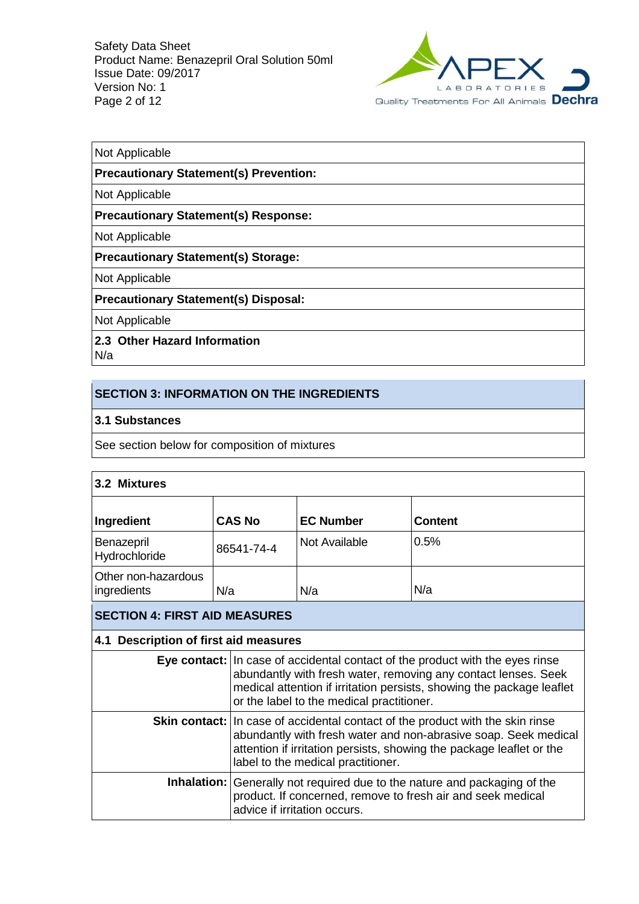Not Applicable

**Precautionary Statement(s) Prevention:**

Not Applicable

**Precautionary Statement(s) Response:**

Not Applicable

**Precautionary Statement(s) Storage:**

Not Applicable

**Precautionary Statement(s) Disposal:**

Not Applicable

**2.3 Other Hazard Information**

N/a

## SECTION 3: INFORMATION ON THE INGREDIENTS

**3.1 Substances**

See section below for composition of mixtures

**3.2 Mixtures**

| Ingredient | CAS No | EC Number | Content |
|---|---|---|---|
| Benazepril Hydrochloride | 86541-74-4 | Not Available | 0.5% |
| Other non-hazardous ingredients | N/a | N/a | N/a |

## SECTION 4: FIRST AID MEASURES

**4.1 Description of first aid measures**

| | |
|---|---|
| **Eye contact:** | In case of accidental contact of the product with the eyes rinse abundantly with fresh water, removing any contact lenses. Seek medical attention if irritation persists, showing the package leaflet or the label to the medical practitioner. |
| **Skin contact:** | In case of accidental contact of the product with the skin rinse abundantly with fresh water and non-abrasive soap. Seek medical attention if irritation persists, showing the package leaflet or the label to the medical practitioner. |
| **Inhalation:** | Generally not required due to the nature and packaging of the product. If concerned, remove to fresh air and seek medical advice if irritation occurs. |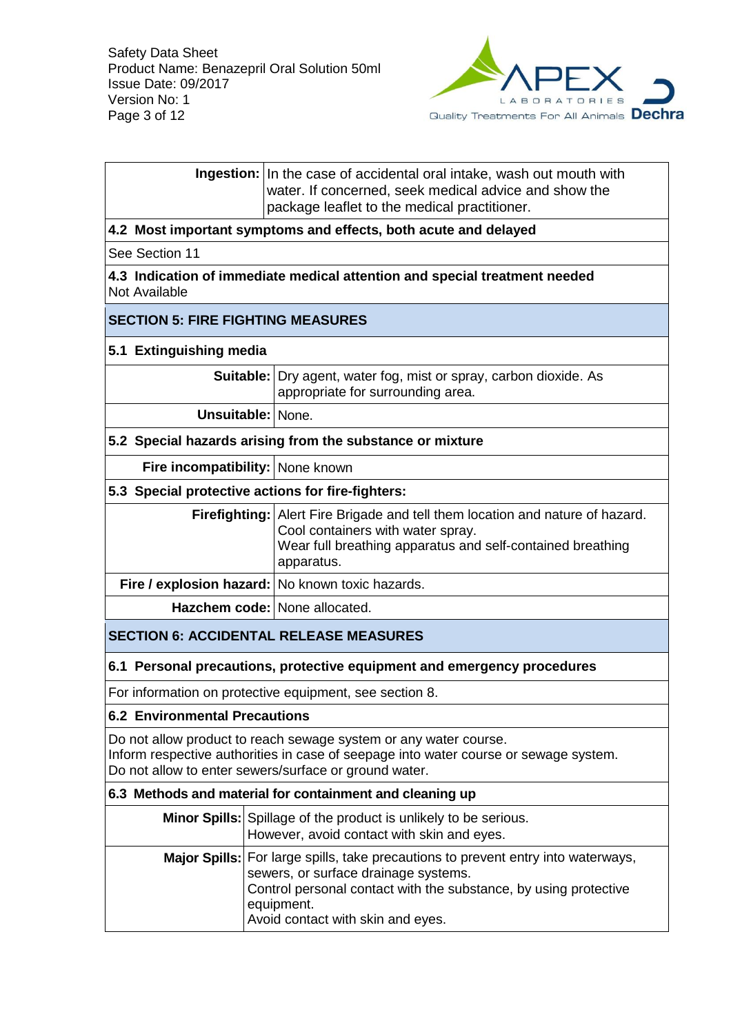| | |
|---|---|
| **Ingestion:** | In the case of accidental oral intake, wash out mouth with water. If concerned, seek medical advice and show the package leaflet to the medical practitioner. |

### 4.2 Most important symptoms and effects, both acute and delayed

See Section 11

### 4.3 Indication of immediate medical attention and special treatment needed

Not Available

## SECTION 5: FIRE FIGHTING MEASURES

### 5.1 Extinguishing media

| | |
|---|---|
| **Suitable:** | Dry agent, water fog, mist or spray, carbon dioxide. As appropriate for surrounding area. |
| **Unsuitable:** | None. |

### 5.2 Special hazards arising from the substance or mixture

| | |
|---|---|
| **Fire incompatibility:** | None known |

### 5.3 Special protective actions for fire-fighters:

| | |
|---|---|
| **Firefighting:** | Alert Fire Brigade and tell them location and nature of hazard.<br>Cool containers with water spray.<br>Wear full breathing apparatus and self-contained breathing apparatus. |
| **Fire / explosion hazard:** | No known toxic hazards. |
| **Hazchem code:** | None allocated. |

## SECTION 6: ACCIDENTAL RELEASE MEASURES

### 6.1 Personal precautions, protective equipment and emergency procedures

For information on protective equipment, see section 8.

### 6.2 Environmental Precautions

Do not allow product to reach sewage system or any water course.
Inform respective authorities in case of seepage into water course or sewage system.
Do not allow to enter sewers/surface or ground water.

### 6.3 Methods and material for containment and cleaning up

| | |
|---|---|
| **Minor Spills:** | Spillage of the product is unlikely to be serious.<br>However, avoid contact with skin and eyes. |
| **Major Spills:** | For large spills, take precautions to prevent entry into waterways, sewers, or surface drainage systems.<br>Control personal contact with the substance, by using protective equipment.<br>Avoid contact with skin and eyes. |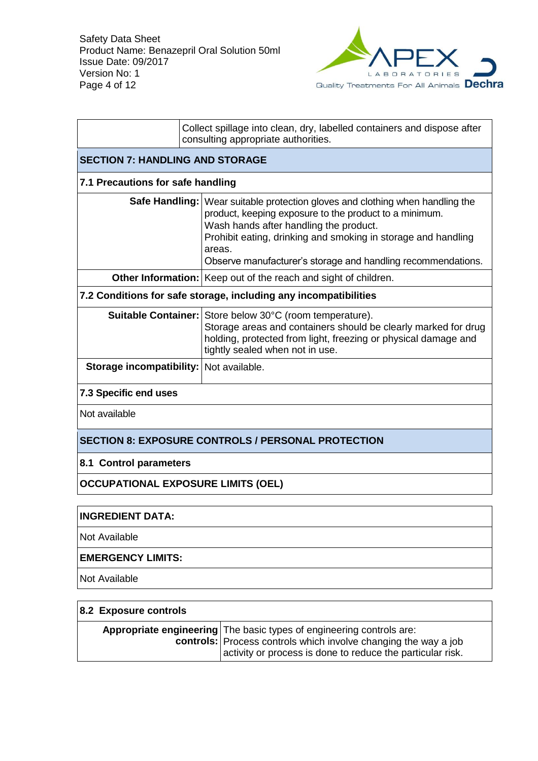| | Collect spillage into clean, dry, labelled containers and dispose after consulting appropriate authorities. |
|---|---|

## SECTION 7: HANDLING AND STORAGE

### 7.1 Precautions for safe handling

| | |
|---|---|
| **Safe Handling:** | Wear suitable protection gloves and clothing when handling the product, keeping exposure to the product to a minimum.<br>Wash hands after handling the product.<br>Prohibit eating, drinking and smoking in storage and handling areas.<br>Observe manufacturer's storage and handling recommendations. |
| **Other Information:** | Keep out of the reach and sight of children. |

### 7.2 Conditions for safe storage, including any incompatibilities

| | |
|---|---|
| **Suitable Container:** | Store below 30°C (room temperature).<br>Storage areas and containers should be clearly marked for drug holding, protected from light, freezing or physical damage and tightly sealed when not in use. |
| **Storage incompatibility:** | Not available. |

### 7.3 Specific end uses

Not available

## SECTION 8: EXPOSURE CONTROLS / PERSONAL PROTECTION

### 8.1 Control parameters

**OCCUPATIONAL EXPOSURE LIMITS (OEL)**

**INGREDIENT DATA:**

Not Available

**EMERGENCY LIMITS:**

Not Available

### 8.2 Exposure controls

| | |
|---|---|
| **Appropriate engineering controls:** | The basic types of engineering controls are:<br>Process controls which involve changing the way a job activity or process is done to reduce the particular risk. |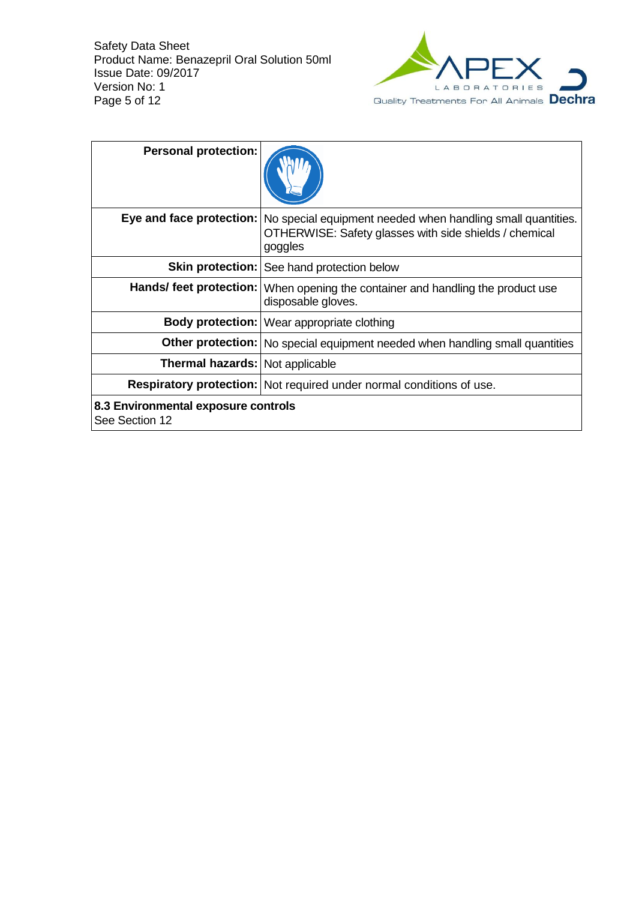| Personal protection: | |
|---|---|
| Eye and face protection: | No special equipment needed when handling small quantities. OTHERWISE: Safety glasses with side shields / chemical goggles |
| Skin protection: | See hand protection below |
| Hands/ feet protection: | When opening the container and handling the product use disposable gloves. |
| Body protection: | Wear appropriate clothing |
| Other protection: | No special equipment needed when handling small quantities |
| Thermal hazards: | Not applicable |
| Respiratory protection: | Not required under normal conditions of use. |

**8.3 Environmental exposure controls**

See Section 12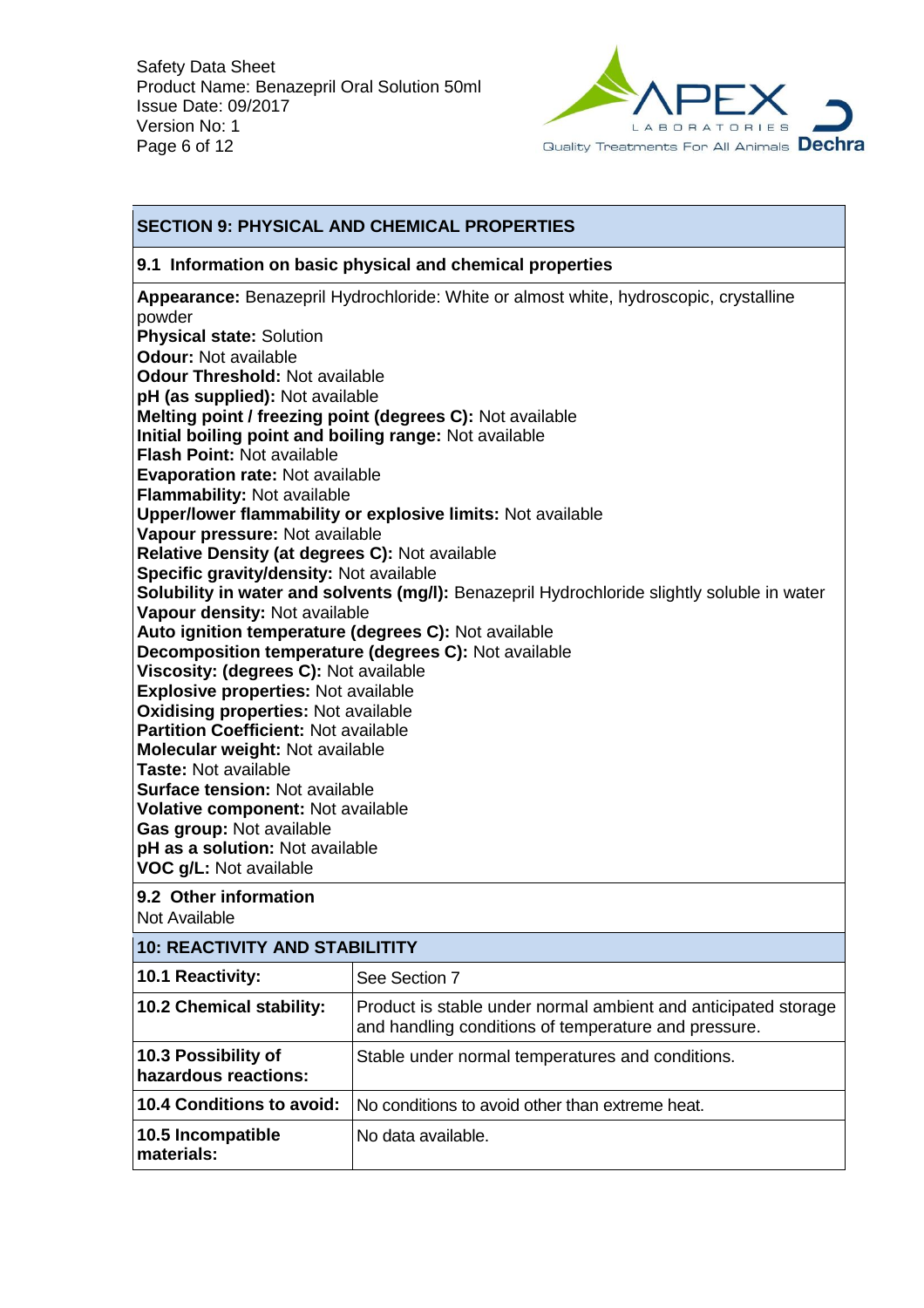## SECTION 9: PHYSICAL AND CHEMICAL PROPERTIES

### 9.1 Information on basic physical and chemical properties

**Appearance:** Benazepril Hydrochloride: White or almost white, hydroscopic, crystalline powder
**Physical state:** Solution
**Odour:** Not available
**Odour Threshold:** Not available
**pH (as supplied):** Not available
**Melting point / freezing point (degrees C):** Not available
**Initial boiling point and boiling range:** Not available
**Flash Point:** Not available
**Evaporation rate:** Not available
**Flammability:** Not available
**Upper/lower flammability or explosive limits:** Not available
**Vapour pressure:** Not available
**Relative Density (at degrees C):** Not available
**Specific gravity/density:** Not available
**Solubility in water and solvents (mg/l):** Benazepril Hydrochloride slightly soluble in water
**Vapour density:** Not available
**Auto ignition temperature (degrees C):** Not available
**Decomposition temperature (degrees C):** Not available
**Viscosity: (degrees C):** Not available
**Explosive properties:** Not available
**Oxidising properties:** Not available
**Partition Coefficient:** Not available
**Molecular weight:** Not available
**Taste:** Not available
**Surface tension:** Not available
**Volatile component:** Not available
**Gas group:** Not available
**pH as a solution:** Not available
**VOC g/L:** Not available

### 9.2 Other information

Not Available

## 10: REACTIVITY AND STABILITITY

| | |
|---|---|
| **10.1 Reactivity:** | See Section 7 |
| **10.2 Chemical stability:** | Product is stable under normal ambient and anticipated storage and handling conditions of temperature and pressure. |
| **10.3 Possibility of hazardous reactions:** | Stable under normal temperatures and conditions. |
| **10.4 Conditions to avoid:** | No conditions to avoid other than extreme heat. |
| **10.5 Incompatible materials:** | No data available. |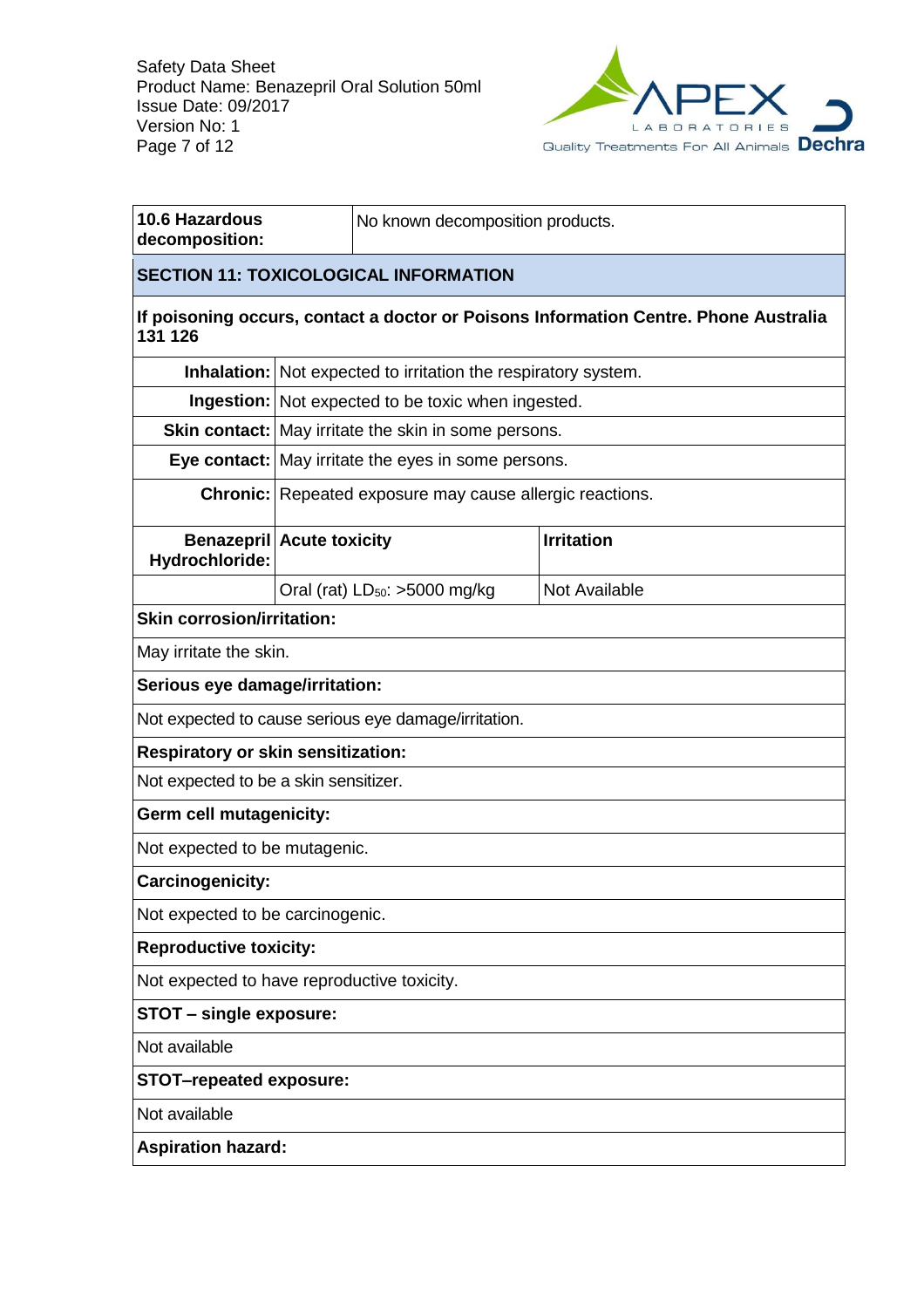| **10.6 Hazardous decomposition:** | No known decomposition products. |
|---|---|

## SECTION 11: TOXICOLOGICAL INFORMATION

**If poisoning occurs, contact a doctor or Poisons Information Centre. Phone Australia 131 126**

| | |
|---|---|
| **Inhalation:** | Not expected to irritation the respiratory system. |
| **Ingestion:** | Not expected to be toxic when ingested. |
| **Skin contact:** | May irritate the skin in some persons. |
| **Eye contact:** | May irritate the eyes in some persons. |
| **Chronic:** | Repeated exposure may cause allergic reactions. |

| **Benazepril Hydrochloride:** | **Acute toxicity** | **Irritation** |
|---|---|---|
| | Oral (rat) $LD_{50}$: >5000 mg/kg | Not Available |

**Skin corrosion/irritation:**

May irritate the skin.

**Serious eye damage/irritation:**

Not expected to cause serious eye damage/irritation.

**Respiratory or skin sensitization:**

Not expected to be a skin sensitizer.

**Germ cell mutagenicity:**

Not expected to be mutagenic.

**Carcinogenicity:**

Not expected to be carcinogenic.

**Reproductive toxicity:**

Not expected to have reproductive toxicity.

**STOT – single exposure:**

Not available

**STOT–repeated exposure:**

Not available

**Aspiration hazard:**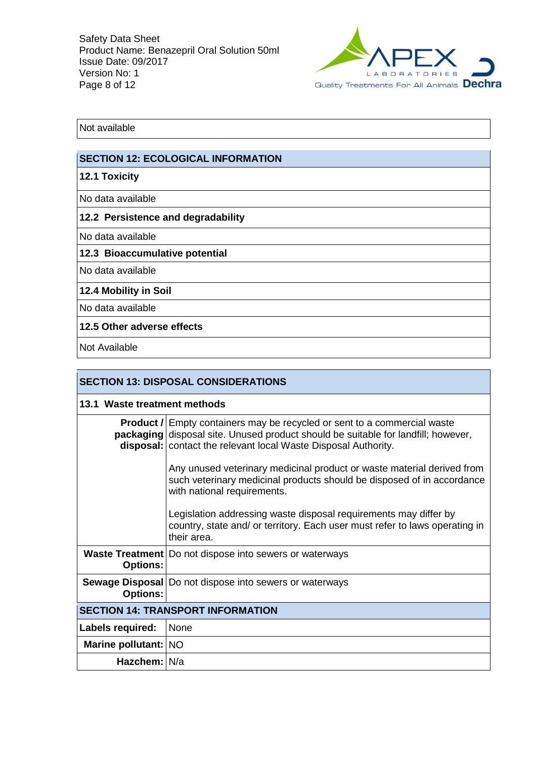Not available

## SECTION 12: ECOLOGICAL INFORMATION

### 12.1 Toxicity

No data available

### 12.2 Persistence and degradability

No data available

### 12.3 Bioaccumulative potential

No data available

### 12.4 Mobility in Soil

No data available

### 12.5 Other adverse effects

Not Available

## SECTION 13: DISPOSAL CONSIDERATIONS

### 13.1 Waste treatment methods

| | |
|---|---|
| **Product / packaging disposal:** | Empty containers may be recycled or sent to a commercial waste disposal site. Unused product should be suitable for landfill; however, contact the relevant local Waste Disposal Authority.<br><br>Any unused veterinary medicinal product or waste material derived from such veterinary medicinal products should be disposed of in accordance with national requirements.<br><br>Legislation addressing waste disposal requirements may differ by country, state and/ or territory. Each user must refer to laws operating in their area. |
| **Waste Treatment Options:** | Do not dispose into sewers or waterways |
| **Sewage Disposal Options:** | Do not dispose into sewers or waterways |

## SECTION 14: TRANSPORT INFORMATION

| | |
|---|---|
| **Labels required:** | None |
| **Marine pollutant:** | NO |
| **Hazchem:** | N/a |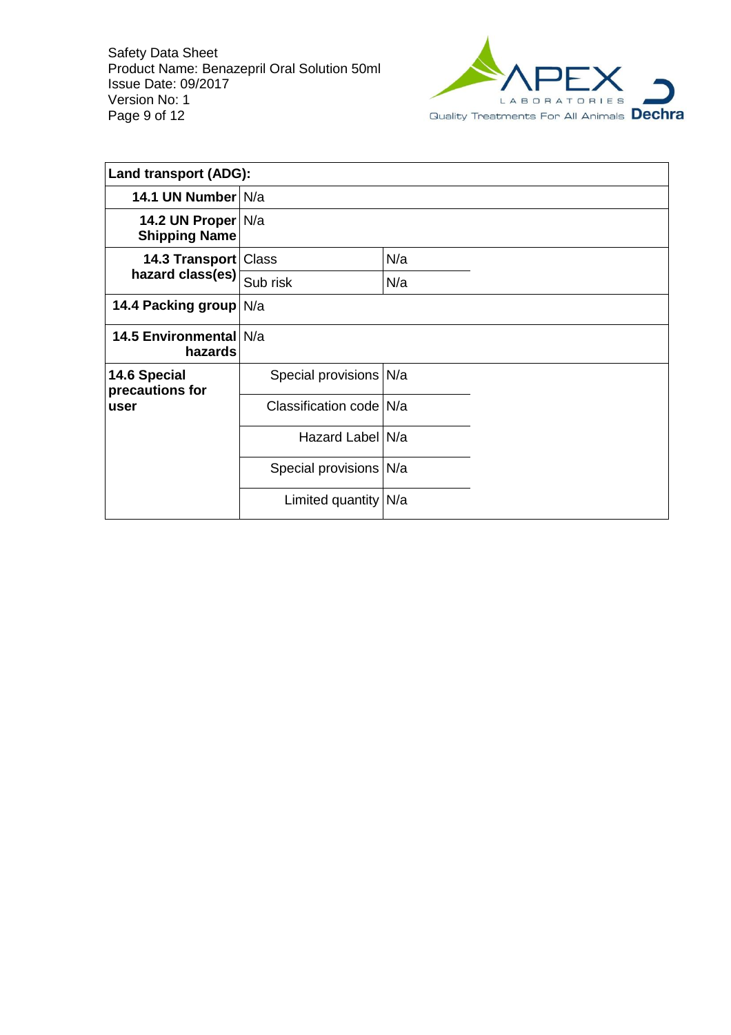| Land transport (ADG): | | |
|---|---|---|
| **14.1 UN Number** | N/a | |
| **14.2 UN Proper Shipping Name** | N/a | |
| **14.3 Transport hazard class(es)** | Class | N/a |
| | Sub risk | N/a |
| **14.4 Packing group** | N/a | |
| **14.5 Environmental hazards** | N/a | |
| **14.6 Special precautions for user** | Special provisions | N/a |
| | Classification code | N/a |
| | Hazard Label | N/a |
| | Special provisions | N/a |
| | Limited quantity | N/a |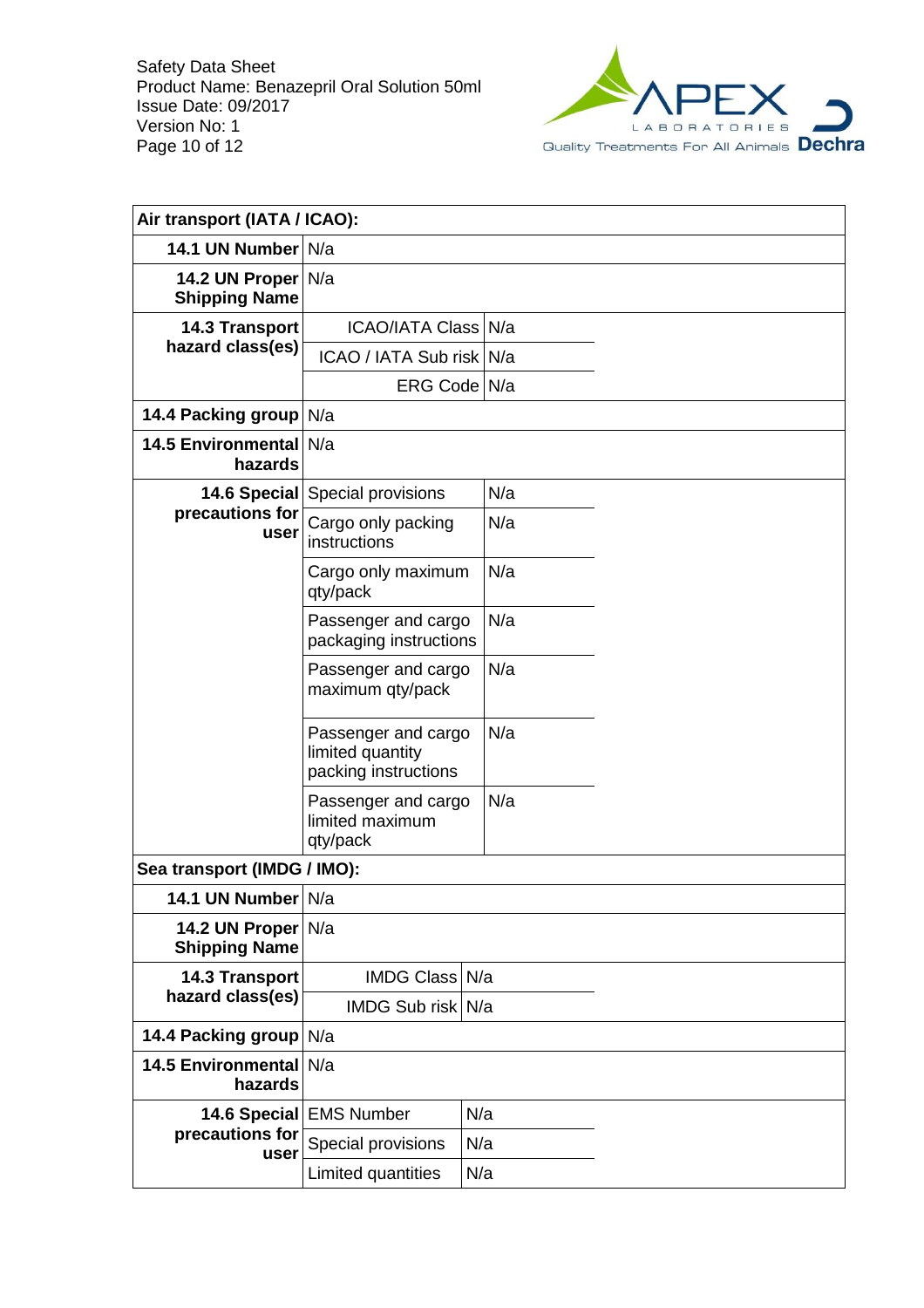| Air transport (IATA / ICAO): | | |
|---|---|---|
| **14.1 UN Number** | N/a | |
| **14.2 UN Proper Shipping Name** | N/a | |
| **14.3 Transport hazard class(es)** | ICAO/IATA Class | N/a |
| | ICAO / IATA Sub risk | N/a |
| | ERG Code | N/a |
| **14.4 Packing group** | N/a | |
| **14.5 Environmental hazards** | N/a | |
| **14.6 Special precautions for user** | Special provisions | N/a |
| | Cargo only packing instructions | N/a |
| | Cargo only maximum qty/pack | N/a |
| | Passenger and cargo packaging instructions | N/a |
| | Passenger and cargo maximum qty/pack | N/a |
| | Passenger and cargo limited quantity packing instructions | N/a |
| | Passenger and cargo limited maximum qty/pack | N/a |

| Sea transport (IMDG / IMO): | | |
|---|---|---|
| **14.1 UN Number** | N/a | |
| **14.2 UN Proper Shipping Name** | N/a | |
| **14.3 Transport hazard class(es)** | IMDG Class | N/a |
| | IMDG Sub risk | N/a |
| **14.4 Packing group** | N/a | |
| **14.5 Environmental hazards** | N/a | |
| **14.6 Special precautions for user** | EMS Number | N/a |
| | Special provisions | N/a |
| | Limited quantities | N/a |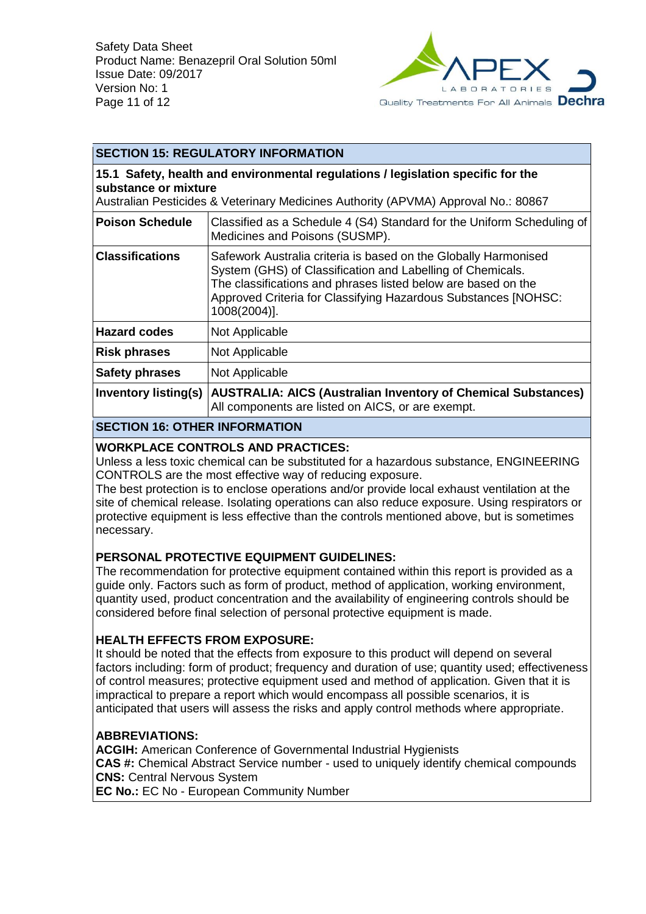## SECTION 15: REGULATORY INFORMATION

**15.1 Safety, health and environmental regulations / legislation specific for the substance or mixture**

Australian Pesticides & Veterinary Medicines Authority (APVMA) Approval No.: 80867

| | |
|---|---|
| **Poison Schedule** | Classified as a Schedule 4 (S4) Standard for the Uniform Scheduling of Medicines and Poisons (SUSMP). |
| **Classifications** | Safework Australia criteria is based on the Globally Harmonised System (GHS) of Classification and Labelling of Chemicals. The classifications and phrases listed below are based on the Approved Criteria for Classifying Hazardous Substances [NOHSC: 1008(2004)]. |
| **Hazard codes** | Not Applicable |
| **Risk phrases** | Not Applicable |
| **Safety phrases** | Not Applicable |
| **Inventory listing(s)** | **AUSTRALIA: AICS (Australian Inventory of Chemical Substances)** All components are listed on AICS, or are exempt. |

## SECTION 16: OTHER INFORMATION

**WORKPLACE CONTROLS AND PRACTICES:**

Unless a less toxic chemical can be substituted for a hazardous substance, ENGINEERING CONTROLS are the most effective way of reducing exposure.

The best protection is to enclose operations and/or provide local exhaust ventilation at the site of chemical release. Isolating operations can also reduce exposure. Using respirators or protective equipment is less effective than the controls mentioned above, but is sometimes necessary.

**PERSONAL PROTECTIVE EQUIPMENT GUIDELINES:**

The recommendation for protective equipment contained within this report is provided as a guide only. Factors such as form of product, method of application, working environment, quantity used, product concentration and the availability of engineering controls should be considered before final selection of personal protective equipment is made.

**HEALTH EFFECTS FROM EXPOSURE:**

It should be noted that the effects from exposure to this product will depend on several factors including: form of product; frequency and duration of use; quantity used; effectiveness of control measures; protective equipment used and method of application. Given that it is impractical to prepare a report which would encompass all possible scenarios, it is anticipated that users will assess the risks and apply control methods where appropriate.

**ABBREVIATIONS:**

**ACGIH:** American Conference of Governmental Industrial Hygienists
**CAS #:** Chemical Abstract Service number - used to uniquely identify chemical compounds
**CNS:** Central Nervous System
**EC No.:** EC No - European Community Number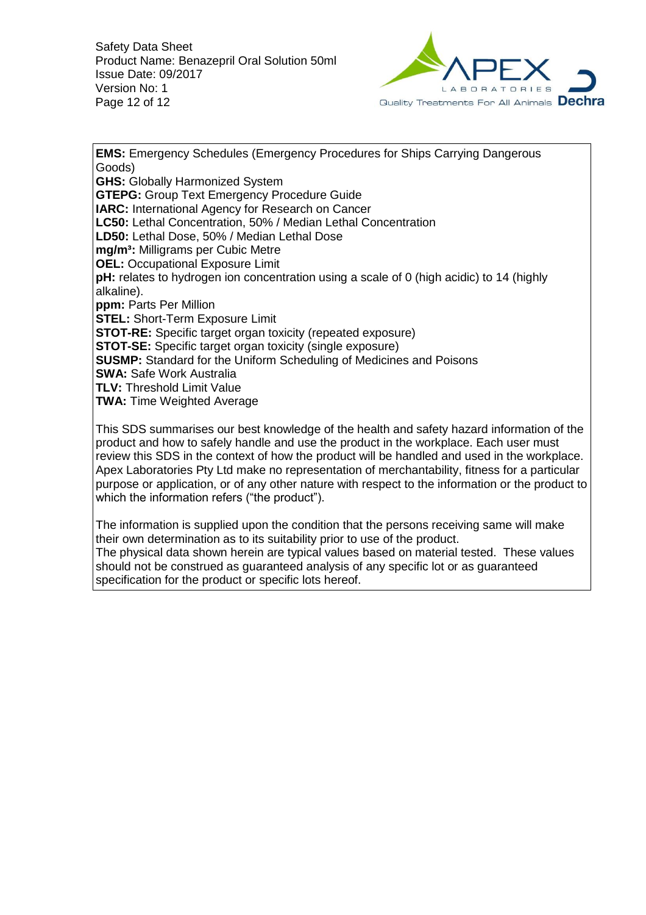**EMS:** Emergency Schedules (Emergency Procedures for Ships Carrying Dangerous Goods)
**GHS:** Globally Harmonized System
**GTEPG:** Group Text Emergency Procedure Guide
**IARC:** International Agency for Research on Cancer
**LC50:** Lethal Concentration, 50% / Median Lethal Concentration
**LD50:** Lethal Dose, 50% / Median Lethal Dose
**mg/m$^3$:** Milligrams per Cubic Metre
**OEL:** Occupational Exposure Limit
**pH:** relates to hydrogen ion concentration using a scale of 0 (high acidic) to 14 (highly alkaline).
**ppm:** Parts Per Million
**STEL:** Short-Term Exposure Limit
**STOT-RE:** Specific target organ toxicity (repeated exposure)
**STOT-SE:** Specific target organ toxicity (single exposure)
**SUSMP:** Standard for the Uniform Scheduling of Medicines and Poisons
**SWA:** Safe Work Australia
**TLV:** Threshold Limit Value
**TWA:** Time Weighted Average

This SDS summarises our best knowledge of the health and safety hazard information of the product and how to safely handle and use the product in the workplace. Each user must review this SDS in the context of how the product will be handled and used in the workplace. Apex Laboratories Pty Ltd make no representation of merchantability, fitness for a particular purpose or application, or of any other nature with respect to the information or the product to which the information refers ("the product").

The information is supplied upon the condition that the persons receiving same will make their own determination as to its suitability prior to use of the product.
The physical data shown herein are typical values based on material tested. These values should not be construed as guaranteed analysis of any specific lot or as guaranteed specification for the product or specific lots hereof.